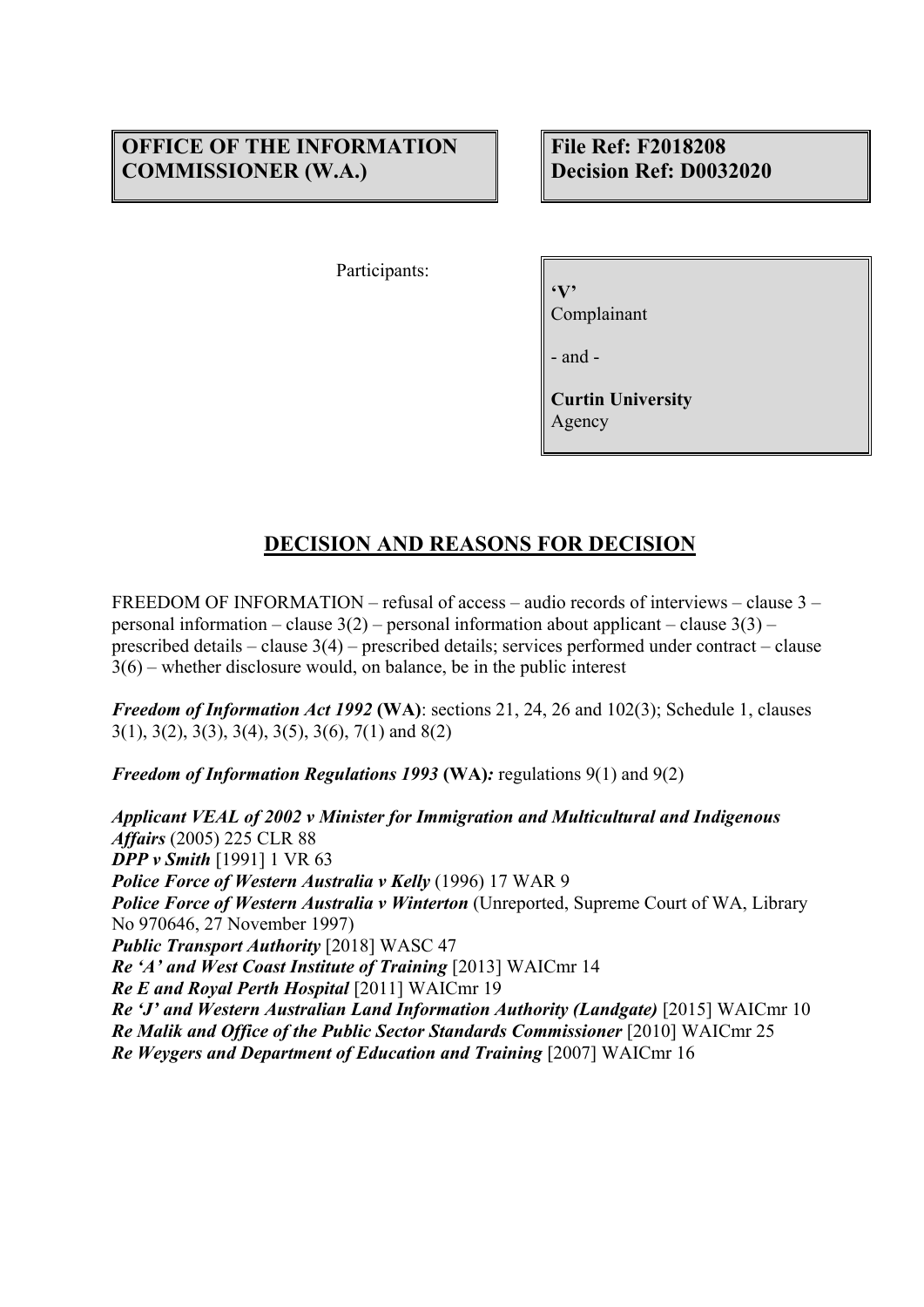**OFFICE OF THE INFORMATION COMMISSIONER (W.A.)**

**File Ref: F2018208**
**Decision Ref: D0032020**

Participants:

**'V'**
Complainant

\- and -

**Curtin University**
Agency

## DECISION AND REASONS FOR DECISION

FREEDOM OF INFORMATION – refusal of access – audio records of interviews – clause 3 – personal information – clause 3(2) – personal information about applicant – clause 3(3) – prescribed details – clause 3(4) – prescribed details; services performed under contract – clause 3(6) – whether disclosure would, on balance, be in the public interest

***Freedom of Information Act 1992* (WA)**: sections 21, 24, 26 and 102(3); Schedule 1, clauses 3(1), 3(2), 3(3), 3(4), 3(5), 3(6), 7(1) and 8(2)

***Freedom of Information Regulations 1993* (WA)*:*** regulations 9(1) and 9(2)

***Applicant VEAL of 2002 v Minister for Immigration and Multicultural and Indigenous Affairs*** (2005) 225 CLR 88
***DPP v Smith*** [1991] 1 VR 63
***Police Force of Western Australia v Kelly*** (1996) 17 WAR 9
***Police Force of Western Australia v Winterton*** (Unreported, Supreme Court of WA, Library No 970646, 27 November 1997)
***Public Transport Authority*** [2018] WASC 47
***Re 'A' and West Coast Institute of Training*** [2013] WAICmr 14
***Re E and Royal Perth Hospital*** [2011] WAICmr 19
***Re 'J' and Western Australian Land Information Authority (Landgate)*** [2015] WAICmr 10
***Re Malik and Office of the Public Sector Standards Commissioner*** [2010] WAICmr 25
***Re Weygers and Department of Education and Training*** [2007] WAICmr 16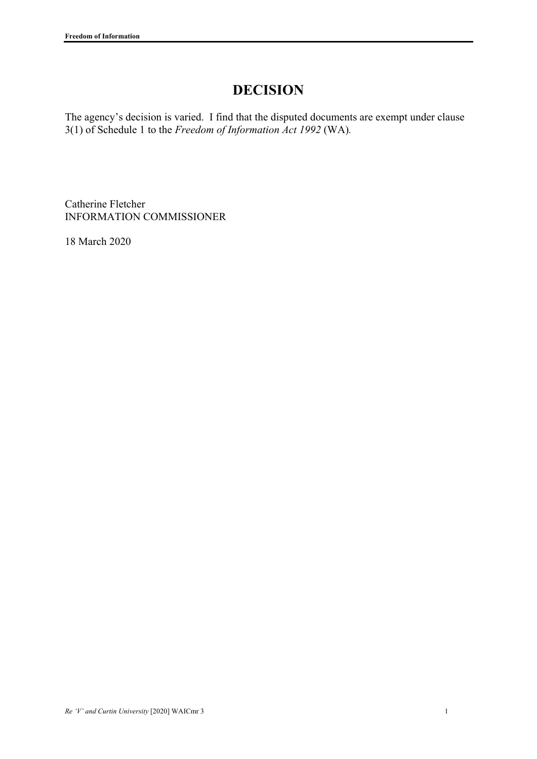# DECISION

The agency's decision is varied. I find that the disputed documents are exempt under clause 3(1) of Schedule 1 to the *Freedom of Information Act 1992* (WA).

Catherine Fletcher
INFORMATION COMMISSIONER

18 March 2020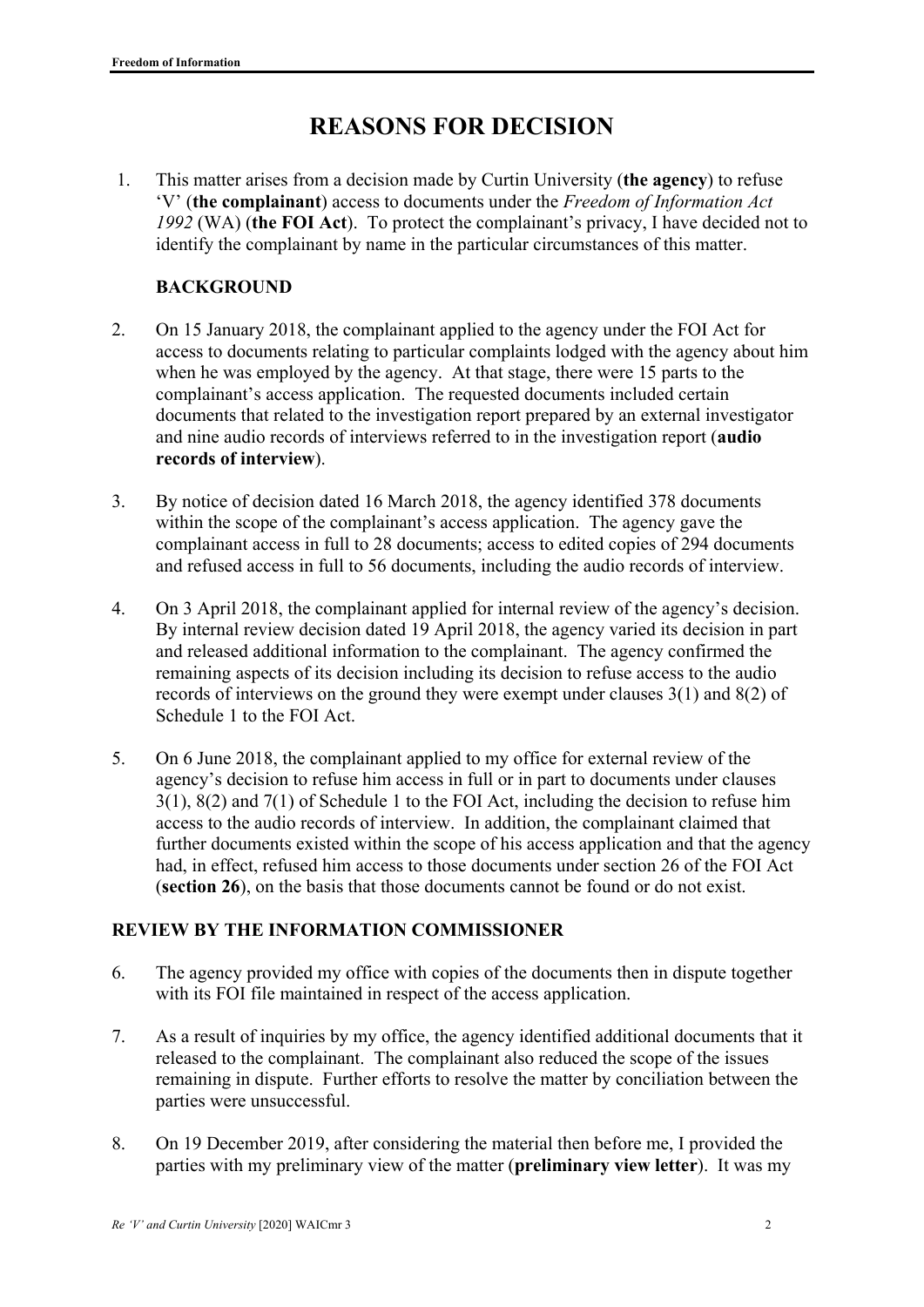# REASONS FOR DECISION

1. This matter arises from a decision made by Curtin University (**the agency**) to refuse 'V' (**the complainant**) access to documents under the *Freedom of Information Act 1992* (WA) (**the FOI Act**). To protect the complainant's privacy, I have decided not to identify the complainant by name in the particular circumstances of this matter.

## BACKGROUND

2. On 15 January 2018, the complainant applied to the agency under the FOI Act for access to documents relating to particular complaints lodged with the agency about him when he was employed by the agency. At that stage, there were 15 parts to the complainant's access application. The requested documents included certain documents that related to the investigation report prepared by an external investigator and nine audio records of interviews referred to in the investigation report (**audio records of interview**).

3. By notice of decision dated 16 March 2018, the agency identified 378 documents within the scope of the complainant's access application. The agency gave the complainant access in full to 28 documents; access to edited copies of 294 documents and refused access in full to 56 documents, including the audio records of interview.

4. On 3 April 2018, the complainant applied for internal review of the agency's decision. By internal review decision dated 19 April 2018, the agency varied its decision in part and released additional information to the complainant. The agency confirmed the remaining aspects of its decision including its decision to refuse access to the audio records of interviews on the ground they were exempt under clauses 3(1) and 8(2) of Schedule 1 to the FOI Act.

5. On 6 June 2018, the complainant applied to my office for external review of the agency's decision to refuse him access in full or in part to documents under clauses 3(1), 8(2) and 7(1) of Schedule 1 to the FOI Act, including the decision to refuse him access to the audio records of interview. In addition, the complainant claimed that further documents existed within the scope of his access application and that the agency had, in effect, refused him access to those documents under section 26 of the FOI Act (**section 26**), on the basis that those documents cannot be found or do not exist.

## REVIEW BY THE INFORMATION COMMISSIONER

6. The agency provided my office with copies of the documents then in dispute together with its FOI file maintained in respect of the access application.

7. As a result of inquiries by my office, the agency identified additional documents that it released to the complainant. The complainant also reduced the scope of the issues remaining in dispute. Further efforts to resolve the matter by conciliation between the parties were unsuccessful.

8. On 19 December 2019, after considering the material then before me, I provided the parties with my preliminary view of the matter (**preliminary view letter**). It was my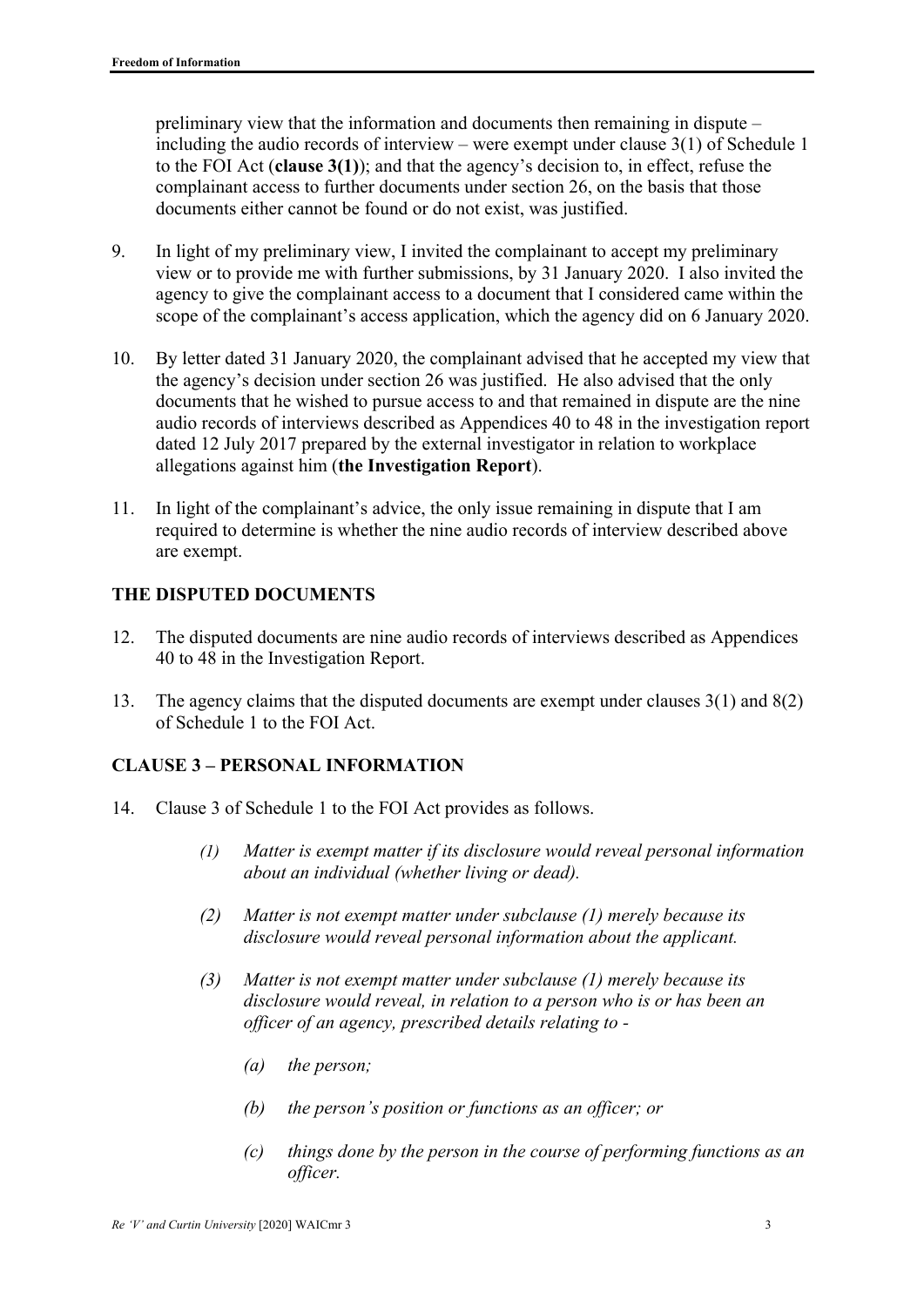preliminary view that the information and documents then remaining in dispute – including the audio records of interview – were exempt under clause 3(1) of Schedule 1 to the FOI Act (**clause 3(1)**); and that the agency's decision to, in effect, refuse the complainant access to further documents under section 26, on the basis that those documents either cannot be found or do not exist, was justified.

9. In light of my preliminary view, I invited the complainant to accept my preliminary view or to provide me with further submissions, by 31 January 2020. I also invited the agency to give the complainant access to a document that I considered came within the scope of the complainant's access application, which the agency did on 6 January 2020.

10. By letter dated 31 January 2020, the complainant advised that he accepted my view that the agency's decision under section 26 was justified. He also advised that the only documents that he wished to pursue access to and that remained in dispute are the nine audio records of interviews described as Appendices 40 to 48 in the investigation report dated 12 July 2017 prepared by the external investigator in relation to workplace allegations against him (**the Investigation Report**).

11. In light of the complainant's advice, the only issue remaining in dispute that I am required to determine is whether the nine audio records of interview described above are exempt.

## THE DISPUTED DOCUMENTS

12. The disputed documents are nine audio records of interviews described as Appendices 40 to 48 in the Investigation Report.

13. The agency claims that the disputed documents are exempt under clauses 3(1) and 8(2) of Schedule 1 to the FOI Act.

## CLAUSE 3 – PERSONAL INFORMATION

14. Clause 3 of Schedule 1 to the FOI Act provides as follows.

    *(1) Matter is exempt matter if its disclosure would reveal personal information about an individual (whether living or dead).*

    *(2) Matter is not exempt matter under subclause (1) merely because its disclosure would reveal personal information about the applicant.*

    *(3) Matter is not exempt matter under subclause (1) merely because its disclosure would reveal, in relation to a person who is or has been an officer of an agency, prescribed details relating to -*

    *(a) the person;*

    *(b) the person's position or functions as an officer; or*

    *(c) things done by the person in the course of performing functions as an officer.*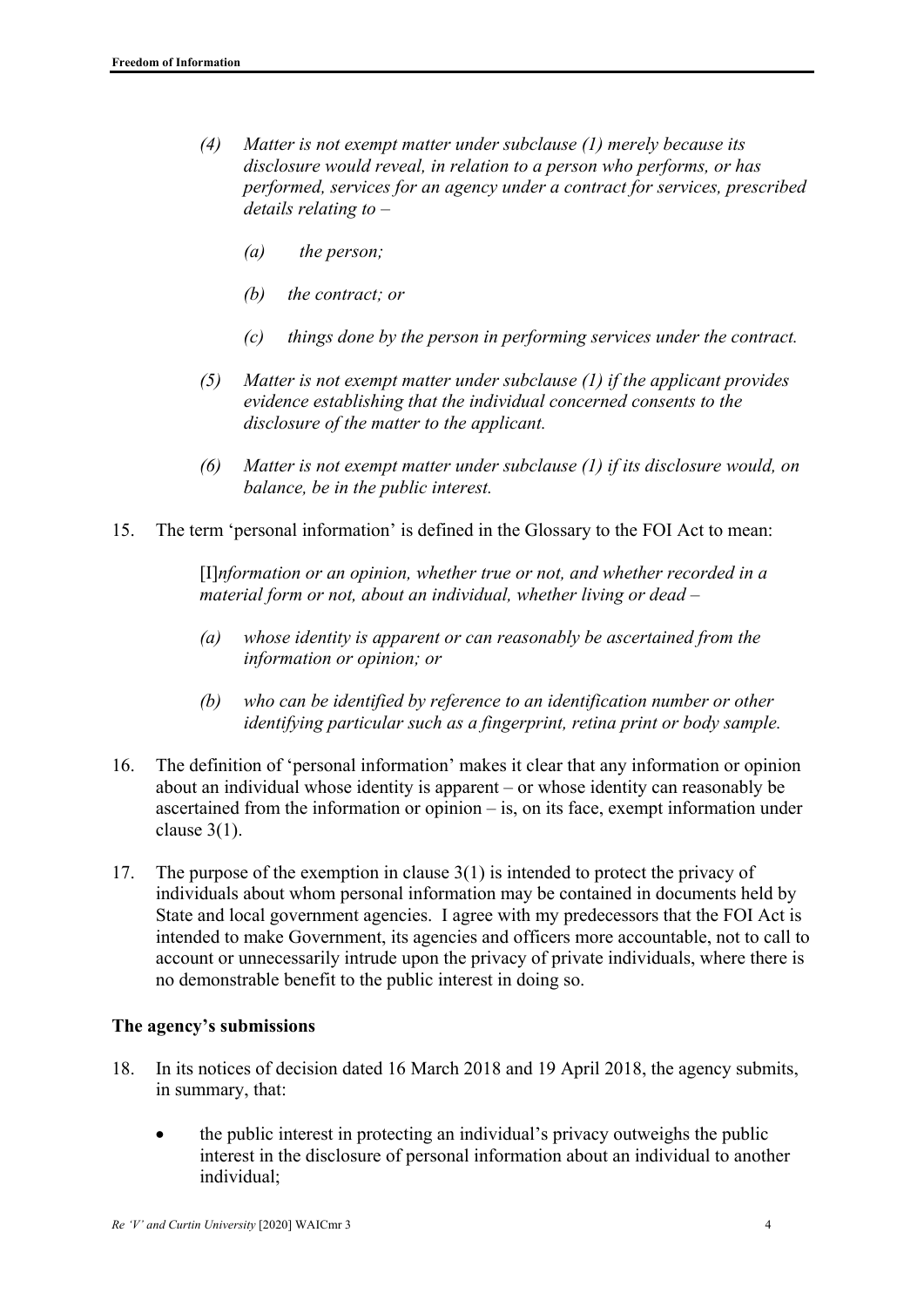> *(4) Matter is not exempt matter under subclause (1) merely because its disclosure would reveal, in relation to a person who performs, or has performed, services for an agency under a contract for services, prescribed details relating to –*
>
> *(a) the person;*
>
> *(b) the contract; or*
>
> *(c) things done by the person in performing services under the contract.*
>
> *(5) Matter is not exempt matter under subclause (1) if the applicant provides evidence establishing that the individual concerned consents to the disclosure of the matter to the applicant.*
>
> *(6) Matter is not exempt matter under subclause (1) if its disclosure would, on balance, be in the public interest.*

15. The term 'personal information' is defined in the Glossary to the FOI Act to mean:

> [I]*nformation or an opinion, whether true or not, and whether recorded in a material form or not, about an individual, whether living or dead –*
>
> *(a) whose identity is apparent or can reasonably be ascertained from the information or opinion; or*
>
> *(b) who can be identified by reference to an identification number or other identifying particular such as a fingerprint, retina print or body sample.*

16. The definition of 'personal information' makes it clear that any information or opinion about an individual whose identity is apparent – or whose identity can reasonably be ascertained from the information or opinion – is, on its face, exempt information under clause 3(1).

17. The purpose of the exemption in clause 3(1) is intended to protect the privacy of individuals about whom personal information may be contained in documents held by State and local government agencies. I agree with my predecessors that the FOI Act is intended to make Government, its agencies and officers more accountable, not to call to account or unnecessarily intrude upon the privacy of private individuals, where there is no demonstrable benefit to the public interest in doing so.

**The agency's submissions**

18. In its notices of decision dated 16 March 2018 and 19 April 2018, the agency submits, in summary, that:

- the public interest in protecting an individual's privacy outweighs the public interest in the disclosure of personal information about an individual to another individual;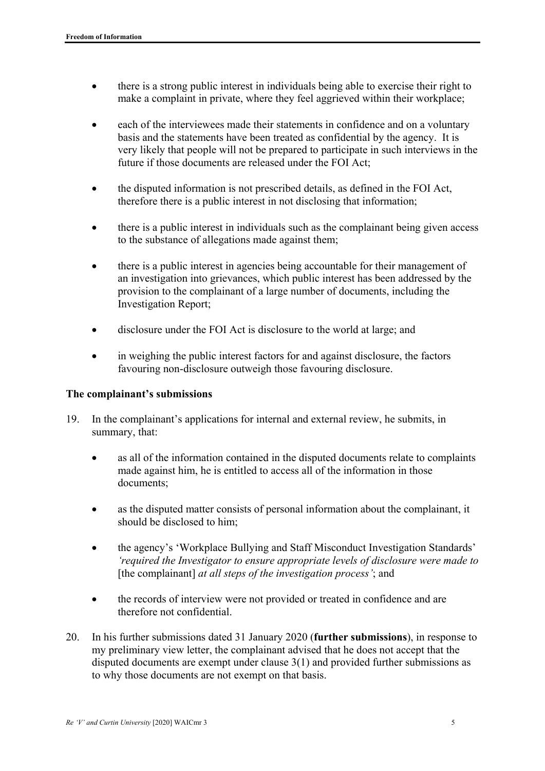- there is a strong public interest in individuals being able to exercise their right to make a complaint in private, where they feel aggrieved within their workplace;
- each of the interviewees made their statements in confidence and on a voluntary basis and the statements have been treated as confidential by the agency. It is very likely that people will not be prepared to participate in such interviews in the future if those documents are released under the FOI Act;
- the disputed information is not prescribed details, as defined in the FOI Act, therefore there is a public interest in not disclosing that information;
- there is a public interest in individuals such as the complainant being given access to the substance of allegations made against them;
- there is a public interest in agencies being accountable for their management of an investigation into grievances, which public interest has been addressed by the provision to the complainant of a large number of documents, including the Investigation Report;
- disclosure under the FOI Act is disclosure to the world at large; and
- in weighing the public interest factors for and against disclosure, the factors favouring non-disclosure outweigh those favouring disclosure.

### The complainant's submissions

19. In the complainant's applications for internal and external review, he submits, in summary, that:

    - as all of the information contained in the disputed documents relate to complaints made against him, he is entitled to access all of the information in those documents;
    - as the disputed matter consists of personal information about the complainant, it should be disclosed to him;
    - the agency's 'Workplace Bullying and Staff Misconduct Investigation Standards' *'required the Investigator to ensure appropriate levels of disclosure were made to* [the complainant] *at all steps of the investigation process'*; and
    - the records of interview were not provided or treated in confidence and are therefore not confidential.

20. In his further submissions dated 31 January 2020 (**further submissions**), in response to my preliminary view letter, the complainant advised that he does not accept that the disputed documents are exempt under clause 3(1) and provided further submissions as to why those documents are not exempt on that basis.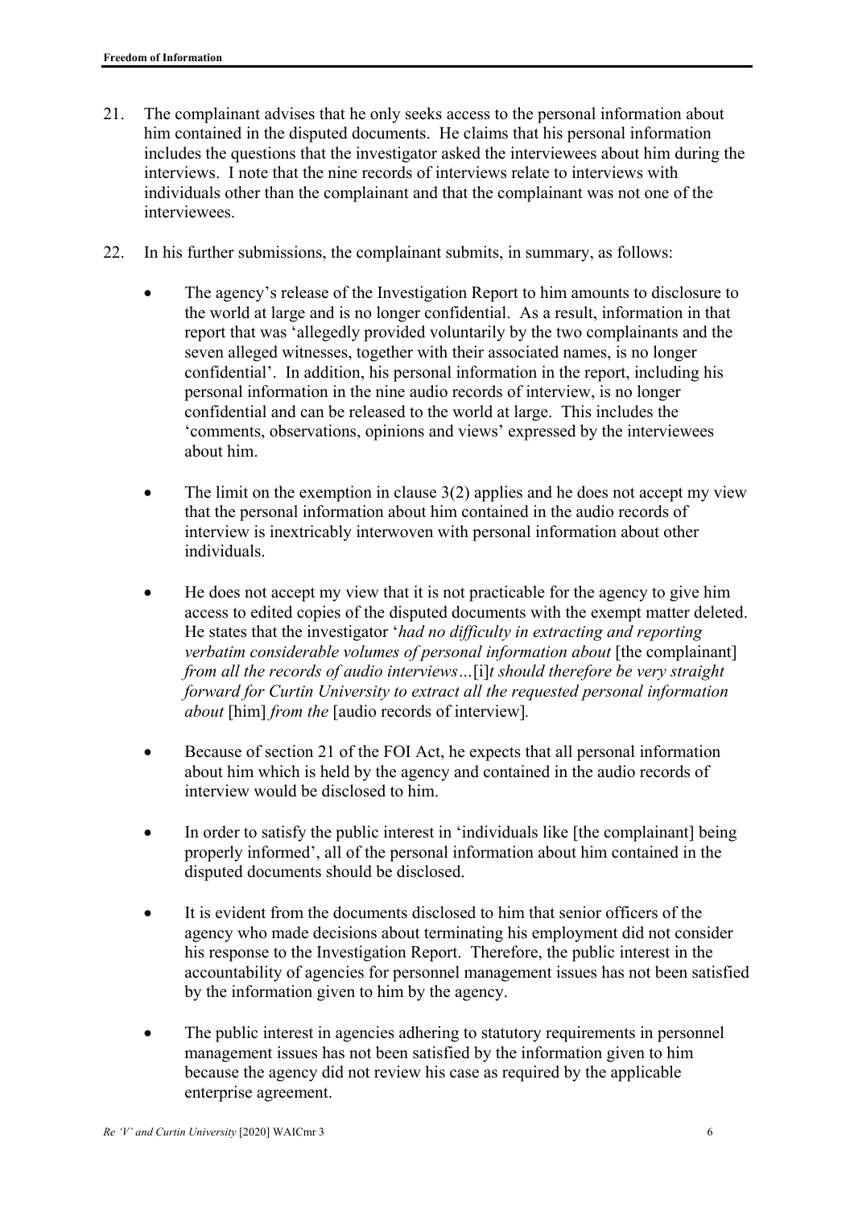21. The complainant advises that he only seeks access to the personal information about him contained in the disputed documents. He claims that his personal information includes the questions that the investigator asked the interviewees about him during the interviews. I note that the nine records of interviews relate to interviews with individuals other than the complainant and that the complainant was not one of the interviewees.

22. In his further submissions, the complainant submits, in summary, as follows:

    - The agency's release of the Investigation Report to him amounts to disclosure to the world at large and is no longer confidential. As a result, information in that report that was 'allegedly provided voluntarily by the two complainants and the seven alleged witnesses, together with their associated names, is no longer confidential'. In addition, his personal information in the report, including his personal information in the nine audio records of interview, is no longer confidential and can be released to the world at large. This includes the 'comments, observations, opinions and views' expressed by the interviewees about him.

    - The limit on the exemption in clause 3(2) applies and he does not accept my view that the personal information about him contained in the audio records of interview is inextricably interwoven with personal information about other individuals.

    - He does not accept my view that it is not practicable for the agency to give him access to edited copies of the disputed documents with the exempt matter deleted. He states that the investigator '*had no difficulty in extracting and reporting verbatim considerable volumes of personal information about* [the complainant] *from all the records of audio interviews…*[i]*t should therefore be very straight forward for Curtin University to extract all the requested personal information about* [him] *from the* [audio records of interview]*.*

    - Because of section 21 of the FOI Act, he expects that all personal information about him which is held by the agency and contained in the audio records of interview would be disclosed to him.

    - In order to satisfy the public interest in 'individuals like [the complainant] being properly informed', all of the personal information about him contained in the disputed documents should be disclosed.

    - It is evident from the documents disclosed to him that senior officers of the agency who made decisions about terminating his employment did not consider his response to the Investigation Report. Therefore, the public interest in the accountability of agencies for personnel management issues has not been satisfied by the information given to him by the agency.

    - The public interest in agencies adhering to statutory requirements in personnel management issues has not been satisfied by the information given to him because the agency did not review his case as required by the applicable enterprise agreement.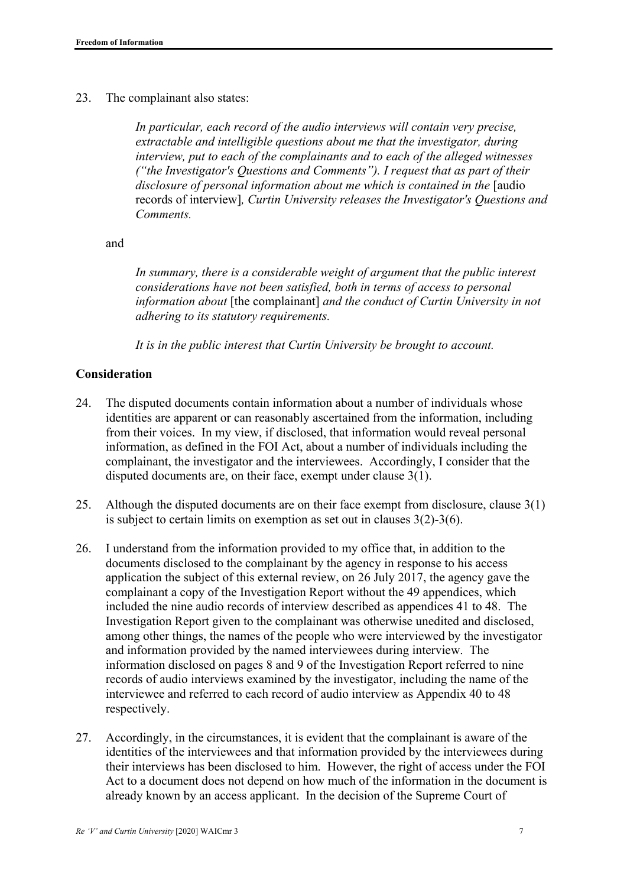23. The complainant also states:

 *In particular, each record of the audio interviews will contain very precise, extractable and intelligible questions about me that the investigator, during interview, put to each of the complainants and to each of the alleged witnesses ("the Investigator's Questions and Comments"). I request that as part of their disclosure of personal information about me which is contained in the* [audio records of interview]*, Curtin University releases the Investigator's Questions and Comments.*

 and

 *In summary, there is a considerable weight of argument that the public interest considerations have not been satisfied, both in terms of access to personal information about* [the complainant] *and the conduct of Curtin University in not adhering to its statutory requirements.*

 *It is in the public interest that Curtin University be brought to account.*

## Consideration

24. The disputed documents contain information about a number of individuals whose identities are apparent or can reasonably ascertained from the information, including from their voices. In my view, if disclosed, that information would reveal personal information, as defined in the FOI Act, about a number of individuals including the complainant, the investigator and the interviewees. Accordingly, I consider that the disputed documents are, on their face, exempt under clause 3(1).

25. Although the disputed documents are on their face exempt from disclosure, clause 3(1) is subject to certain limits on exemption as set out in clauses 3(2)-3(6).

26. I understand from the information provided to my office that, in addition to the documents disclosed to the complainant by the agency in response to his access application the subject of this external review, on 26 July 2017, the agency gave the complainant a copy of the Investigation Report without the 49 appendices, which included the nine audio records of interview described as appendices 41 to 48. The Investigation Report given to the complainant was otherwise unedited and disclosed, among other things, the names of the people who were interviewed by the investigator and information provided by the named interviewees during interview. The information disclosed on pages 8 and 9 of the Investigation Report referred to nine records of audio interviews examined by the investigator, including the name of the interviewee and referred to each record of audio interview as Appendix 40 to 48 respectively.

27. Accordingly, in the circumstances, it is evident that the complainant is aware of the identities of the interviewees and that information provided by the interviewees during their interviews has been disclosed to him. However, the right of access under the FOI Act to a document does not depend on how much of the information in the document is already known by an access applicant. In the decision of the Supreme Court of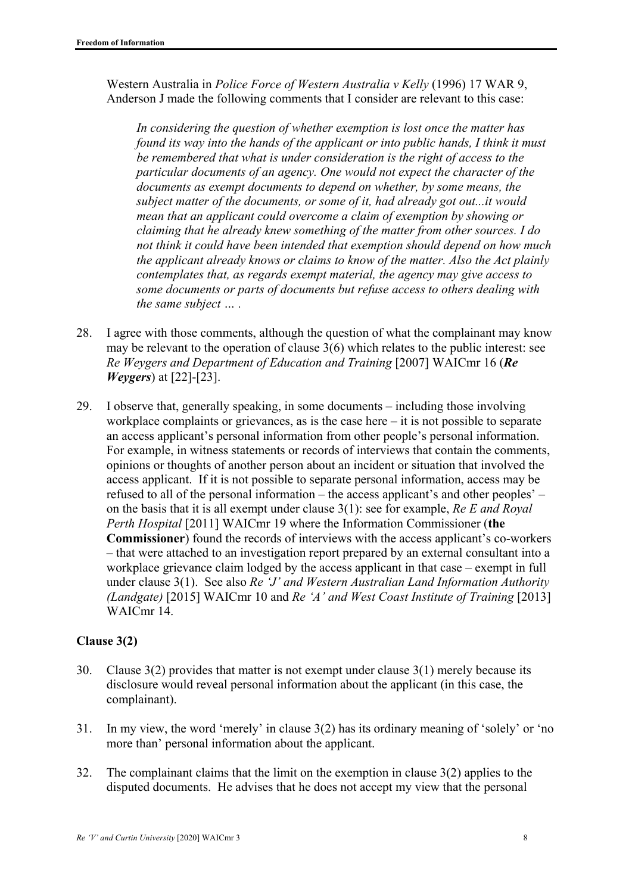Western Australia in *Police Force of Western Australia v Kelly* (1996) 17 WAR 9, Anderson J made the following comments that I consider are relevant to this case:

> *In considering the question of whether exemption is lost once the matter has found its way into the hands of the applicant or into public hands, I think it must be remembered that what is under consideration is the right of access to the particular documents of an agency. One would not expect the character of the documents as exempt documents to depend on whether, by some means, the subject matter of the documents, or some of it, had already got out...it would mean that an applicant could overcome a claim of exemption by showing or claiming that he already knew something of the matter from other sources. I do not think it could have been intended that exemption should depend on how much the applicant already knows or claims to know of the matter. Also the Act plainly contemplates that, as regards exempt material, the agency may give access to some documents or parts of documents but refuse access to others dealing with the same subject … .*

28. I agree with those comments, although the question of what the complainant may know may be relevant to the operation of clause 3(6) which relates to the public interest: see *Re Weygers and Department of Education and Training* [2007] WAICmr 16 (***Re Weygers***) at [22]-[23].

29. I observe that, generally speaking, in some documents – including those involving workplace complaints or grievances, as is the case here – it is not possible to separate an access applicant's personal information from other people's personal information. For example, in witness statements or records of interviews that contain the comments, opinions or thoughts of another person about an incident or situation that involved the access applicant. If it is not possible to separate personal information, access may be refused to all of the personal information – the access applicant's and other peoples' – on the basis that it is all exempt under clause 3(1): see for example, *Re E and Royal Perth Hospital* [2011] WAICmr 19 where the Information Commissioner (**the Commissioner**) found the records of interviews with the access applicant's co-workers – that were attached to an investigation report prepared by an external consultant into a workplace grievance claim lodged by the access applicant in that case – exempt in full under clause 3(1). See also *Re 'J' and Western Australian Land Information Authority (Landgate)* [2015] WAICmr 10 and *Re 'A' and West Coast Institute of Training* [2013] WAICmr 14.

### Clause 3(2)

30. Clause 3(2) provides that matter is not exempt under clause 3(1) merely because its disclosure would reveal personal information about the applicant (in this case, the complainant).

31. In my view, the word 'merely' in clause 3(2) has its ordinary meaning of 'solely' or 'no more than' personal information about the applicant.

32. The complainant claims that the limit on the exemption in clause 3(2) applies to the disputed documents. He advises that he does not accept my view that the personal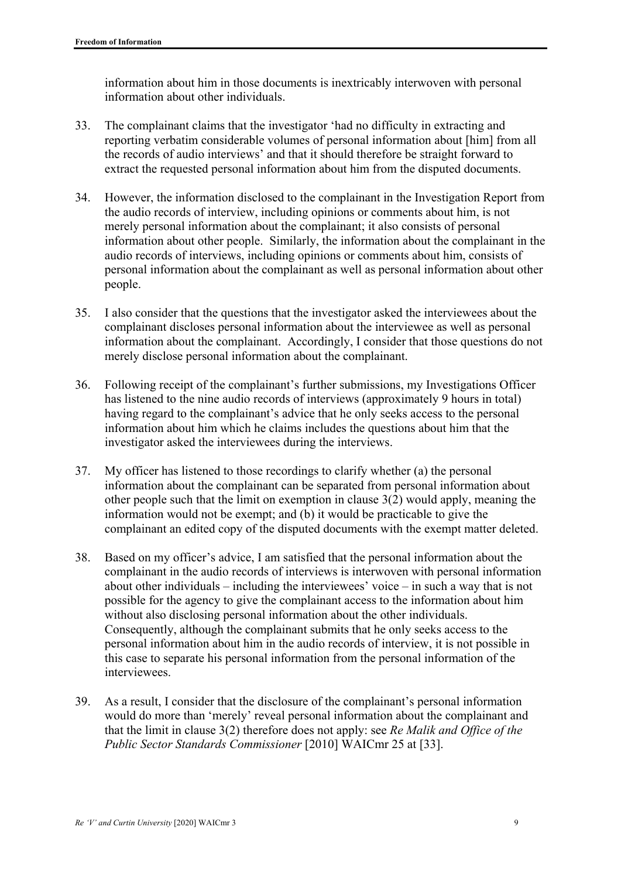information about him in those documents is inextricably interwoven with personal information about other individuals.

33. The complainant claims that the investigator 'had no difficulty in extracting and reporting verbatim considerable volumes of personal information about [him] from all the records of audio interviews' and that it should therefore be straight forward to extract the requested personal information about him from the disputed documents.

34. However, the information disclosed to the complainant in the Investigation Report from the audio records of interview, including opinions or comments about him, is not merely personal information about the complainant; it also consists of personal information about other people. Similarly, the information about the complainant in the audio records of interviews, including opinions or comments about him, consists of personal information about the complainant as well as personal information about other people.

35. I also consider that the questions that the investigator asked the interviewees about the complainant discloses personal information about the interviewee as well as personal information about the complainant. Accordingly, I consider that those questions do not merely disclose personal information about the complainant.

36. Following receipt of the complainant's further submissions, my Investigations Officer has listened to the nine audio records of interviews (approximately 9 hours in total) having regard to the complainant's advice that he only seeks access to the personal information about him which he claims includes the questions about him that the investigator asked the interviewees during the interviews.

37. My officer has listened to those recordings to clarify whether (a) the personal information about the complainant can be separated from personal information about other people such that the limit on exemption in clause 3(2) would apply, meaning the information would not be exempt; and (b) it would be practicable to give the complainant an edited copy of the disputed documents with the exempt matter deleted.

38. Based on my officer's advice, I am satisfied that the personal information about the complainant in the audio records of interviews is interwoven with personal information about other individuals – including the interviewees' voice – in such a way that is not possible for the agency to give the complainant access to the information about him without also disclosing personal information about the other individuals. Consequently, although the complainant submits that he only seeks access to the personal information about him in the audio records of interview, it is not possible in this case to separate his personal information from the personal information of the interviewees.

39. As a result, I consider that the disclosure of the complainant's personal information would do more than 'merely' reveal personal information about the complainant and that the limit in clause 3(2) therefore does not apply: see *Re Malik and Office of the Public Sector Standards Commissioner* [2010] WAICmr 25 at [33].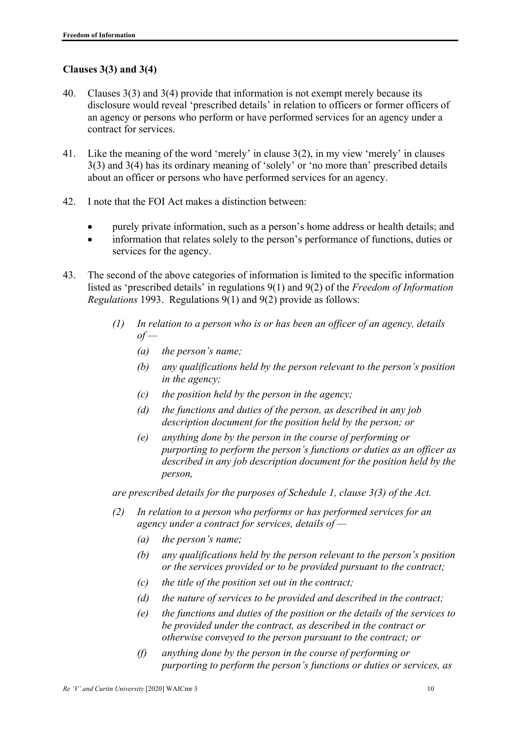### Clauses 3(3) and 3(4)

40. Clauses 3(3) and 3(4) provide that information is not exempt merely because its disclosure would reveal 'prescribed details' in relation to officers or former officers of an agency or persons who perform or have performed services for an agency under a contract for services.

41. Like the meaning of the word 'merely' in clause 3(2), in my view 'merely' in clauses 3(3) and 3(4) has its ordinary meaning of 'solely' or 'no more than' prescribed details about an officer or persons who have performed services for an agency.

42. I note that the FOI Act makes a distinction between:

    - purely private information, such as a person's home address or health details; and
    - information that relates solely to the person's performance of functions, duties or services for the agency.

43. The second of the above categories of information is limited to the specific information listed as 'prescribed details' in regulations 9(1) and 9(2) of the *Freedom of Information Regulations* 1993. Regulations 9(1) and 9(2) provide as follows:

    *(1) In relation to a person who is or has been an officer of an agency, details of —*

    *(a) the person's name;*

    *(b) any qualifications held by the person relevant to the person's position in the agency;*

    *(c) the position held by the person in the agency;*

    *(d) the functions and duties of the person, as described in any job description document for the position held by the person; or*

    *(e) anything done by the person in the course of performing or purporting to perform the person's functions or duties as an officer as described in any job description document for the position held by the person,*

    *are prescribed details for the purposes of Schedule 1, clause 3(3) of the Act.*

    *(2) In relation to a person who performs or has performed services for an agency under a contract for services, details of —*

    *(a) the person's name;*

    *(b) any qualifications held by the person relevant to the person's position or the services provided or to be provided pursuant to the contract;*

    *(c) the title of the position set out in the contract;*

    *(d) the nature of services to be provided and described in the contract;*

    *(e) the functions and duties of the position or the details of the services to be provided under the contract, as described in the contract or otherwise conveyed to the person pursuant to the contract; or*

    *(f) anything done by the person in the course of performing or purporting to perform the person's functions or duties or services, as*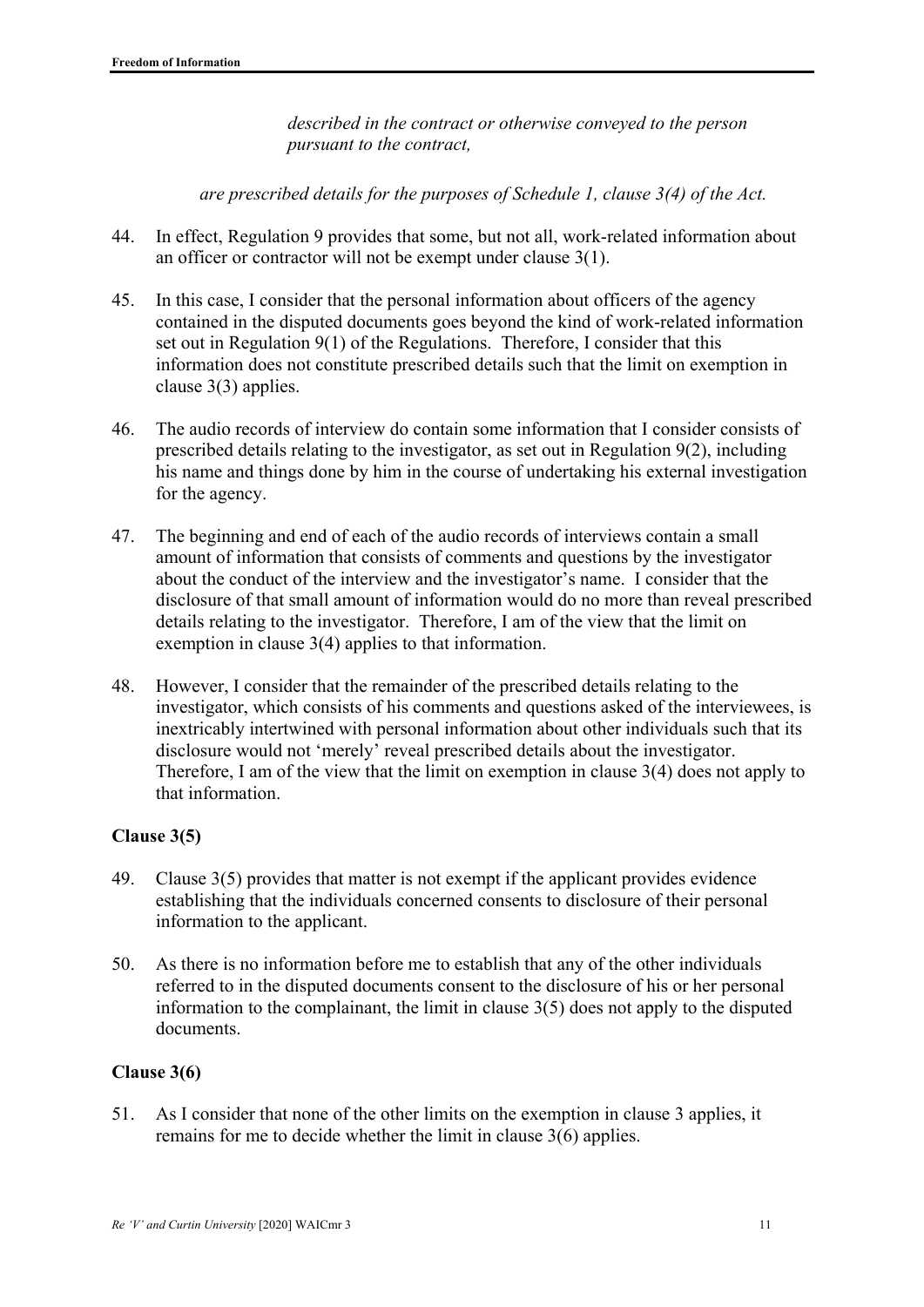*described in the contract or otherwise conveyed to the person pursuant to the contract,*

*are prescribed details for the purposes of Schedule 1, clause 3(4) of the Act.*

44. In effect, Regulation 9 provides that some, but not all, work-related information about an officer or contractor will not be exempt under clause 3(1).

45. In this case, I consider that the personal information about officers of the agency contained in the disputed documents goes beyond the kind of work-related information set out in Regulation 9(1) of the Regulations. Therefore, I consider that this information does not constitute prescribed details such that the limit on exemption in clause 3(3) applies.

46. The audio records of interview do contain some information that I consider consists of prescribed details relating to the investigator, as set out in Regulation 9(2), including his name and things done by him in the course of undertaking his external investigation for the agency.

47. The beginning and end of each of the audio records of interviews contain a small amount of information that consists of comments and questions by the investigator about the conduct of the interview and the investigator's name. I consider that the disclosure of that small amount of information would do no more than reveal prescribed details relating to the investigator. Therefore, I am of the view that the limit on exemption in clause 3(4) applies to that information.

48. However, I consider that the remainder of the prescribed details relating to the investigator, which consists of his comments and questions asked of the interviewees, is inextricably intertwined with personal information about other individuals such that its disclosure would not 'merely' reveal prescribed details about the investigator. Therefore, I am of the view that the limit on exemption in clause 3(4) does not apply to that information.

**Clause 3(5)**

49. Clause 3(5) provides that matter is not exempt if the applicant provides evidence establishing that the individuals concerned consents to disclosure of their personal information to the applicant.

50. As there is no information before me to establish that any of the other individuals referred to in the disputed documents consent to the disclosure of his or her personal information to the complainant, the limit in clause 3(5) does not apply to the disputed documents.

**Clause 3(6)**

51. As I consider that none of the other limits on the exemption in clause 3 applies, it remains for me to decide whether the limit in clause 3(6) applies.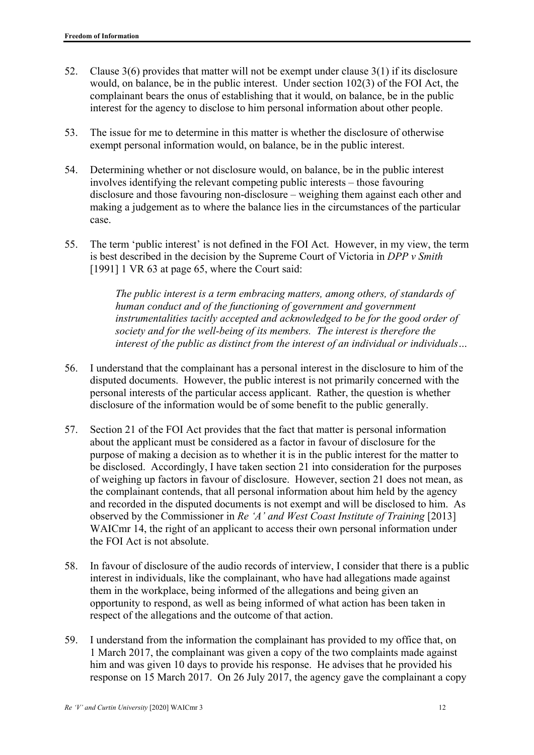52. Clause 3(6) provides that matter will not be exempt under clause 3(1) if its disclosure would, on balance, be in the public interest. Under section 102(3) of the FOI Act, the complainant bears the onus of establishing that it would, on balance, be in the public interest for the agency to disclose to him personal information about other people.

53. The issue for me to determine in this matter is whether the disclosure of otherwise exempt personal information would, on balance, be in the public interest.

54. Determining whether or not disclosure would, on balance, be in the public interest involves identifying the relevant competing public interests – those favouring disclosure and those favouring non-disclosure – weighing them against each other and making a judgement as to where the balance lies in the circumstances of the particular case.

55. The term 'public interest' is not defined in the FOI Act. However, in my view, the term is best described in the decision by the Supreme Court of Victoria in *DPP v Smith* [1991] 1 VR 63 at page 65, where the Court said:

> *The public interest is a term embracing matters, among others, of standards of human conduct and of the functioning of government and government instrumentalities tacitly accepted and acknowledged to be for the good order of society and for the well-being of its members. The interest is therefore the interest of the public as distinct from the interest of an individual or individuals…*

56. I understand that the complainant has a personal interest in the disclosure to him of the disputed documents. However, the public interest is not primarily concerned with the personal interests of the particular access applicant. Rather, the question is whether disclosure of the information would be of some benefit to the public generally.

57. Section 21 of the FOI Act provides that the fact that matter is personal information about the applicant must be considered as a factor in favour of disclosure for the purpose of making a decision as to whether it is in the public interest for the matter to be disclosed. Accordingly, I have taken section 21 into consideration for the purposes of weighing up factors in favour of disclosure. However, section 21 does not mean, as the complainant contends, that all personal information about him held by the agency and recorded in the disputed documents is not exempt and will be disclosed to him. As observed by the Commissioner in *Re 'A' and West Coast Institute of Training* [2013] WAICmr 14, the right of an applicant to access their own personal information under the FOI Act is not absolute.

58. In favour of disclosure of the audio records of interview, I consider that there is a public interest in individuals, like the complainant, who have had allegations made against them in the workplace, being informed of the allegations and being given an opportunity to respond, as well as being informed of what action has been taken in respect of the allegations and the outcome of that action.

59. I understand from the information the complainant has provided to my office that, on 1 March 2017, the complainant was given a copy of the two complaints made against him and was given 10 days to provide his response. He advises that he provided his response on 15 March 2017. On 26 July 2017, the agency gave the complainant a copy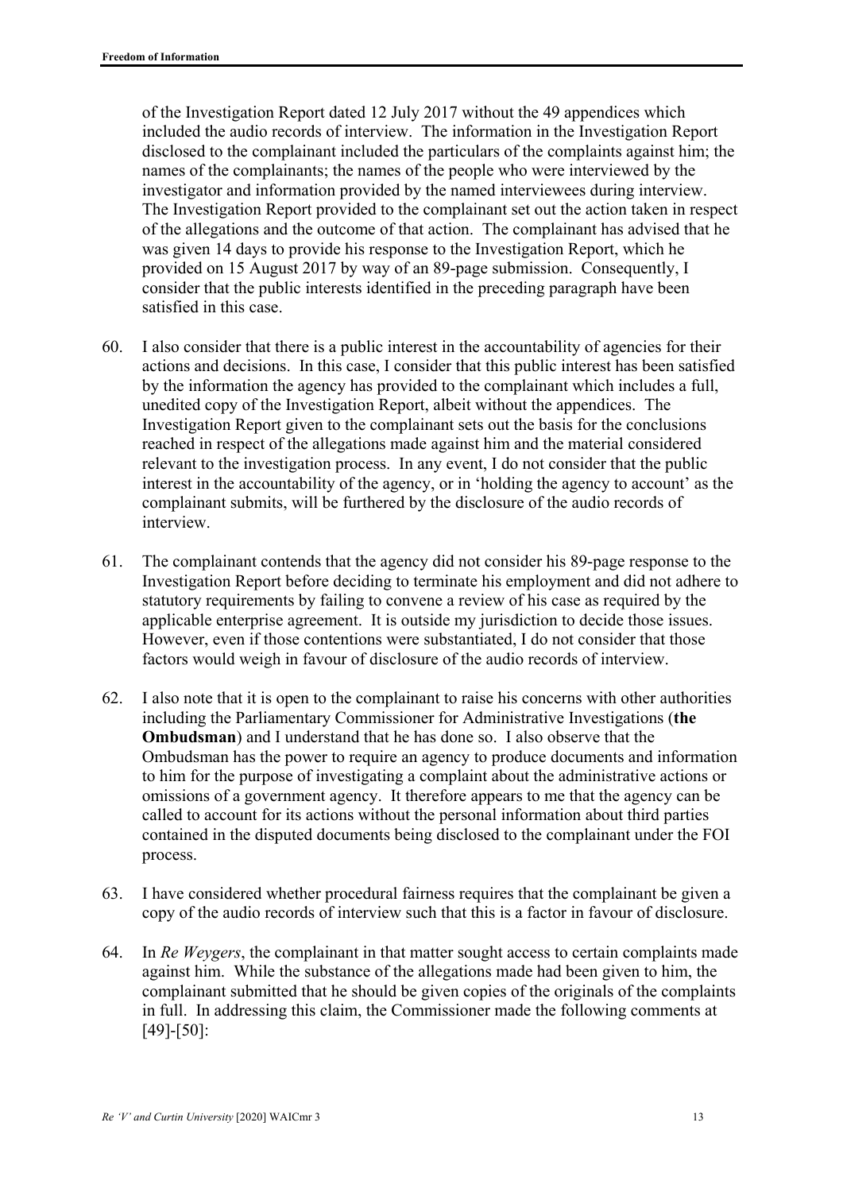of the Investigation Report dated 12 July 2017 without the 49 appendices which included the audio records of interview. The information in the Investigation Report disclosed to the complainant included the particulars of the complaints against him; the names of the complainants; the names of the people who were interviewed by the investigator and information provided by the named interviewees during interview. The Investigation Report provided to the complainant set out the action taken in respect of the allegations and the outcome of that action. The complainant has advised that he was given 14 days to provide his response to the Investigation Report, which he provided on 15 August 2017 by way of an 89-page submission. Consequently, I consider that the public interests identified in the preceding paragraph have been satisfied in this case.

60. I also consider that there is a public interest in the accountability of agencies for their actions and decisions. In this case, I consider that this public interest has been satisfied by the information the agency has provided to the complainant which includes a full, unedited copy of the Investigation Report, albeit without the appendices. The Investigation Report given to the complainant sets out the basis for the conclusions reached in respect of the allegations made against him and the material considered relevant to the investigation process. In any event, I do not consider that the public interest in the accountability of the agency, or in 'holding the agency to account' as the complainant submits, will be furthered by the disclosure of the audio records of interview.

61. The complainant contends that the agency did not consider his 89-page response to the Investigation Report before deciding to terminate his employment and did not adhere to statutory requirements by failing to convene a review of his case as required by the applicable enterprise agreement. It is outside my jurisdiction to decide those issues. However, even if those contentions were substantiated, I do not consider that those factors would weigh in favour of disclosure of the audio records of interview.

62. I also note that it is open to the complainant to raise his concerns with other authorities including the Parliamentary Commissioner for Administrative Investigations (**the Ombudsman**) and I understand that he has done so. I also observe that the Ombudsman has the power to require an agency to produce documents and information to him for the purpose of investigating a complaint about the administrative actions or omissions of a government agency. It therefore appears to me that the agency can be called to account for its actions without the personal information about third parties contained in the disputed documents being disclosed to the complainant under the FOI process.

63. I have considered whether procedural fairness requires that the complainant be given a copy of the audio records of interview such that this is a factor in favour of disclosure.

64. In *Re Weygers*, the complainant in that matter sought access to certain complaints made against him. While the substance of the allegations made had been given to him, the complainant submitted that he should be given copies of the originals of the complaints in full. In addressing this claim, the Commissioner made the following comments at [49]-[50]: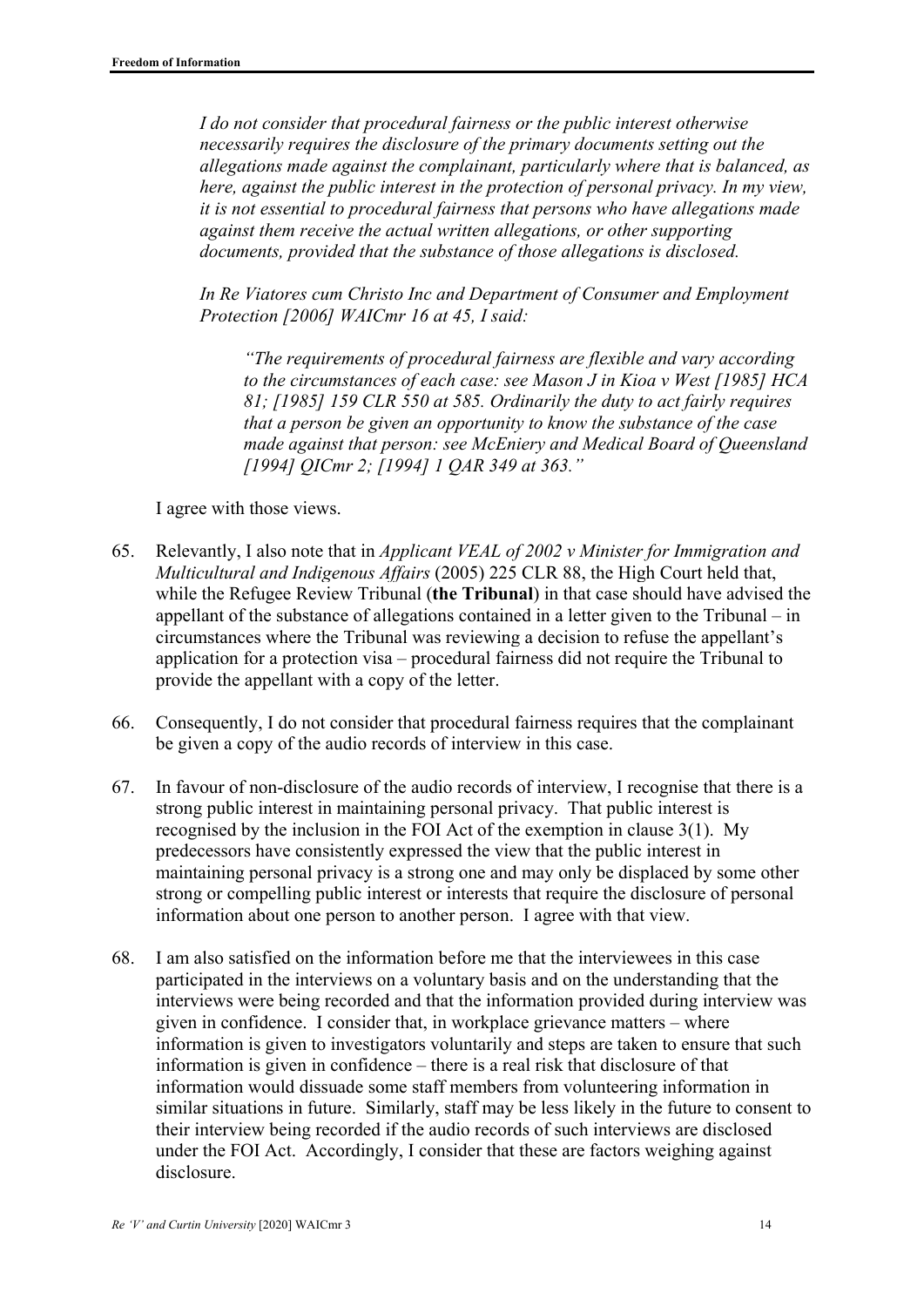> *I do not consider that procedural fairness or the public interest otherwise necessarily requires the disclosure of the primary documents setting out the allegations made against the complainant, particularly where that is balanced, as here, against the public interest in the protection of personal privacy. In my view, it is not essential to procedural fairness that persons who have allegations made against them receive the actual written allegations, or other supporting documents, provided that the substance of those allegations is disclosed.*
>
> *In Re Viatores cum Christo Inc and Department of Consumer and Employment Protection [2006] WAICmr 16 at 45, I said:*
>
> > *"The requirements of procedural fairness are flexible and vary according to the circumstances of each case: see Mason J in Kioa v West [1985] HCA 81; [1985] 159 CLR 550 at 585. Ordinarily the duty to act fairly requires that a person be given an opportunity to know the substance of the case made against that person: see McEniery and Medical Board of Queensland [1994] QICmr 2; [1994] 1 QAR 349 at 363."*

I agree with those views.

65. Relevantly, I also note that in *Applicant VEAL of 2002 v Minister for Immigration and Multicultural and Indigenous Affairs* (2005) 225 CLR 88, the High Court held that, while the Refugee Review Tribunal (**the Tribunal**) in that case should have advised the appellant of the substance of allegations contained in a letter given to the Tribunal – in circumstances where the Tribunal was reviewing a decision to refuse the appellant's application for a protection visa – procedural fairness did not require the Tribunal to provide the appellant with a copy of the letter.

66. Consequently, I do not consider that procedural fairness requires that the complainant be given a copy of the audio records of interview in this case.

67. In favour of non-disclosure of the audio records of interview, I recognise that there is a strong public interest in maintaining personal privacy. That public interest is recognised by the inclusion in the FOI Act of the exemption in clause 3(1). My predecessors have consistently expressed the view that the public interest in maintaining personal privacy is a strong one and may only be displaced by some other strong or compelling public interest or interests that require the disclosure of personal information about one person to another person. I agree with that view.

68. I am also satisfied on the information before me that the interviewees in this case participated in the interviews on a voluntary basis and on the understanding that the interviews were being recorded and that the information provided during interview was given in confidence. I consider that, in workplace grievance matters – where information is given to investigators voluntarily and steps are taken to ensure that such information is given in confidence – there is a real risk that disclosure of that information would dissuade some staff members from volunteering information in similar situations in future. Similarly, staff may be less likely in the future to consent to their interview being recorded if the audio records of such interviews are disclosed under the FOI Act. Accordingly, I consider that these are factors weighing against disclosure.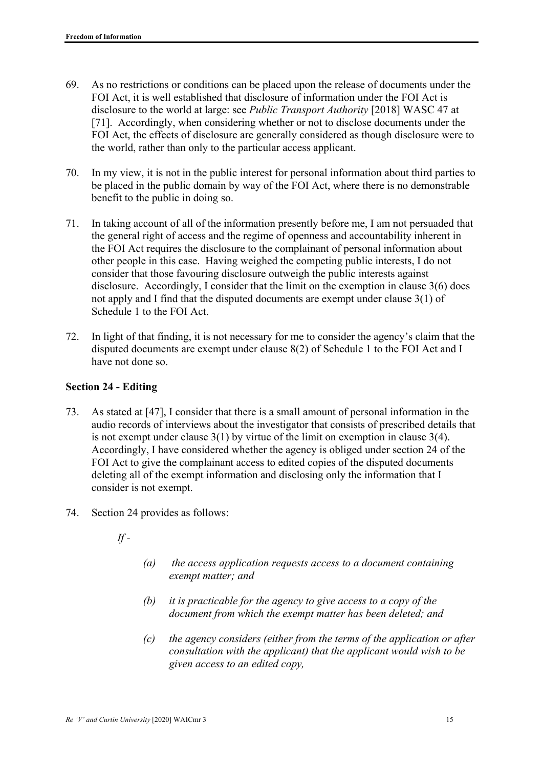69. As no restrictions or conditions can be placed upon the release of documents under the FOI Act, it is well established that disclosure of information under the FOI Act is disclosure to the world at large: see *Public Transport Authority* [2018] WASC 47 at [71]. Accordingly, when considering whether or not to disclose documents under the FOI Act, the effects of disclosure are generally considered as though disclosure were to the world, rather than only to the particular access applicant.

70. In my view, it is not in the public interest for personal information about third parties to be placed in the public domain by way of the FOI Act, where there is no demonstrable benefit to the public in doing so.

71. In taking account of all of the information presently before me, I am not persuaded that the general right of access and the regime of openness and accountability inherent in the FOI Act requires the disclosure to the complainant of personal information about other people in this case. Having weighed the competing public interests, I do not consider that those favouring disclosure outweigh the public interests against disclosure. Accordingly, I consider that the limit on the exemption in clause 3(6) does not apply and I find that the disputed documents are exempt under clause 3(1) of Schedule 1 to the FOI Act.

72. In light of that finding, it is not necessary for me to consider the agency's claim that the disputed documents are exempt under clause 8(2) of Schedule 1 to the FOI Act and I have not done so.

### Section 24 - Editing

73. As stated at [47], I consider that there is a small amount of personal information in the audio records of interviews about the investigator that consists of prescribed details that is not exempt under clause 3(1) by virtue of the limit on exemption in clause 3(4). Accordingly, I have considered whether the agency is obliged under section 24 of the FOI Act to give the complainant access to edited copies of the disputed documents deleting all of the exempt information and disclosing only the information that I consider is not exempt.

74. Section 24 provides as follows:

*If -*

> *(a) the access application requests access to a document containing exempt matter; and*
>
> *(b) it is practicable for the agency to give access to a copy of the document from which the exempt matter has been deleted; and*
>
> *(c) the agency considers (either from the terms of the application or after consultation with the applicant) that the applicant would wish to be given access to an edited copy,*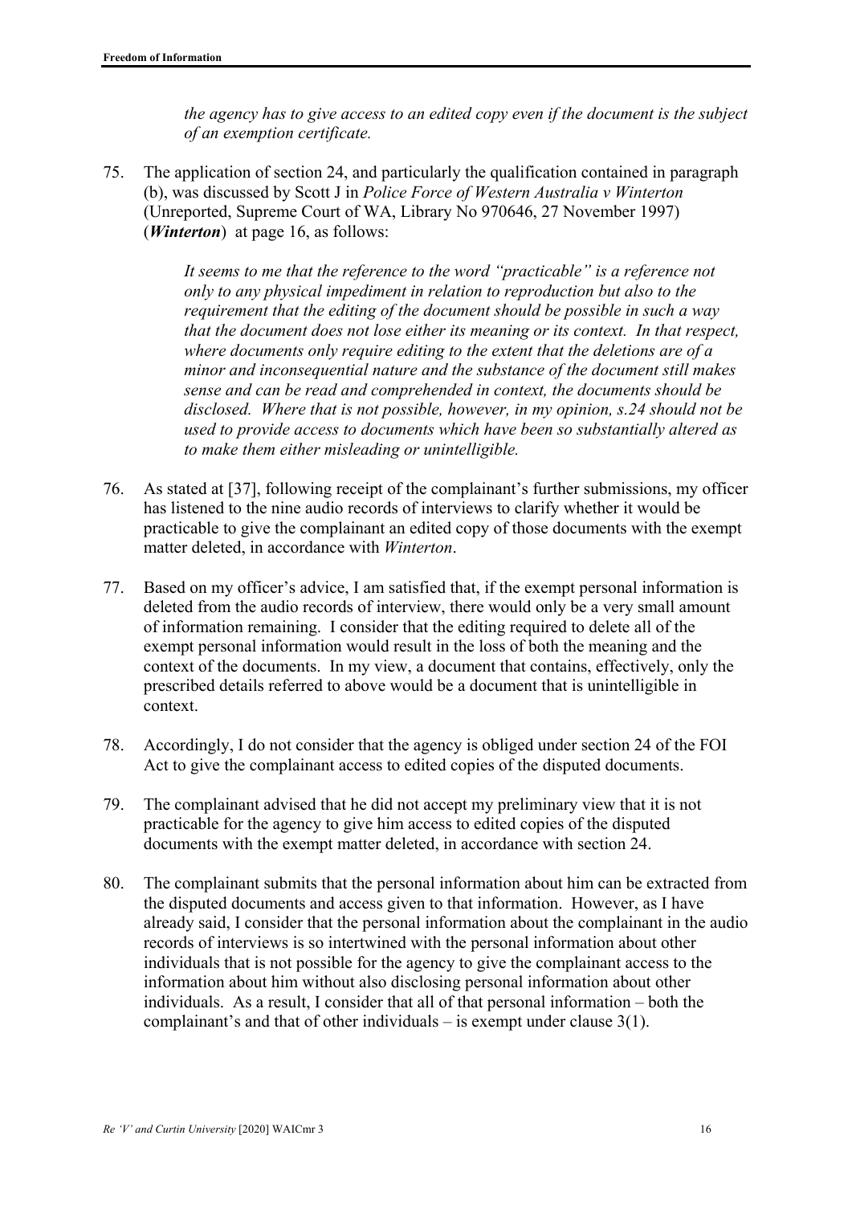*the agency has to give access to an edited copy even if the document is the subject of an exemption certificate.*

75. The application of section 24, and particularly the qualification contained in paragraph (b), was discussed by Scott J in *Police Force of Western Australia v Winterton* (Unreported, Supreme Court of WA, Library No 970646, 27 November 1997) (***Winterton***) at page 16, as follows:

    *It seems to me that the reference to the word "practicable" is a reference not only to any physical impediment in relation to reproduction but also to the requirement that the editing of the document should be possible in such a way that the document does not lose either its meaning or its context. In that respect, where documents only require editing to the extent that the deletions are of a minor and inconsequential nature and the substance of the document still makes sense and can be read and comprehended in context, the documents should be disclosed. Where that is not possible, however, in my opinion, s.24 should not be used to provide access to documents which have been so substantially altered as to make them either misleading or unintelligible.*

76. As stated at [37], following receipt of the complainant's further submissions, my officer has listened to the nine audio records of interviews to clarify whether it would be practicable to give the complainant an edited copy of those documents with the exempt matter deleted, in accordance with *Winterton*.

77. Based on my officer's advice, I am satisfied that, if the exempt personal information is deleted from the audio records of interview, there would only be a very small amount of information remaining. I consider that the editing required to delete all of the exempt personal information would result in the loss of both the meaning and the context of the documents. In my view, a document that contains, effectively, only the prescribed details referred to above would be a document that is unintelligible in context.

78. Accordingly, I do not consider that the agency is obliged under section 24 of the FOI Act to give the complainant access to edited copies of the disputed documents.

79. The complainant advised that he did not accept my preliminary view that it is not practicable for the agency to give him access to edited copies of the disputed documents with the exempt matter deleted, in accordance with section 24.

80. The complainant submits that the personal information about him can be extracted from the disputed documents and access given to that information. However, as I have already said, I consider that the personal information about the complainant in the audio records of interviews is so intertwined with the personal information about other individuals that is not possible for the agency to give the complainant access to the information about him without also disclosing personal information about other individuals. As a result, I consider that all of that personal information – both the complainant's and that of other individuals – is exempt under clause 3(1).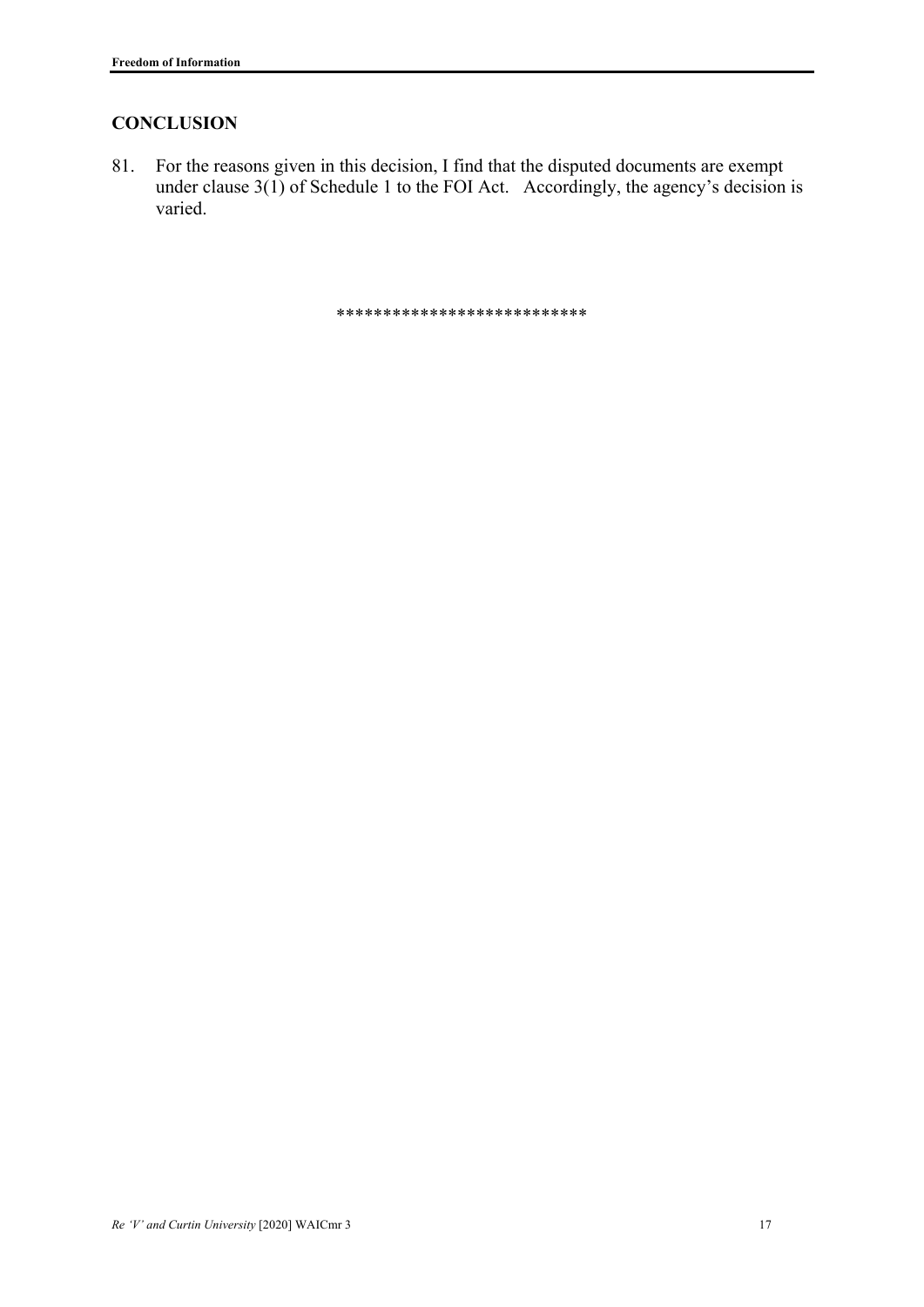## CONCLUSION

81. For the reasons given in this decision, I find that the disputed documents are exempt under clause 3(1) of Schedule 1 to the FOI Act. Accordingly, the agency's decision is varied.

**************************